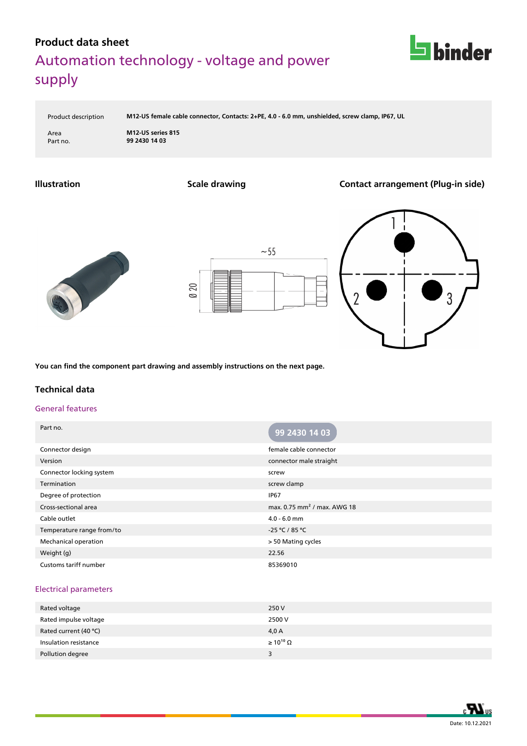**Product data sheet**

# Automation technology - voltage and power supply

| | |
|---|---|
| Product description | **M12-US female cable connector, Contacts: 2+PE, 4.0 - 6.0 mm, unshielded, screw clamp, IP67, UL** |
| Area | **M12-US series 815** |
| Part no. | **99 2430 14 03** |

### Illustration

### Scale drawing

~55

Ø 20

### Contact arrangement (Plug-in side)

1

2

3

**You can find the component part drawing and assembly instructions on the next page.**

## Technical data

### General features

| Part no. | 99 2430 14 03 |
|---|---|
| Connector design | female cable connector |
| Version | connector male straight |
| Connector locking system | screw |
| Termination | screw clamp |
| Degree of protection | IP67 |
| Cross-sectional area | max. 0.75 mm² / max. AWG 18 |
| Cable outlet | 4.0 - 6.0 mm |
| Temperature range from/to | -25 °C / 85 °C |
| Mechanical operation | > 50 Mating cycles |
| Weight (g) | 22.56 |
| Customs tariff number | 85369010 |

### Electrical parameters

| | |
|---|---|
| Rated voltage | 250 V |
| Rated impulse voltage | 2500 V |
| Rated current (40 °C) | 4,0 A |
| Insulation resistance | $\geq 10^{10}\ \Omega$ |
| Pollution degree | 3 |

Date: 10.12.2021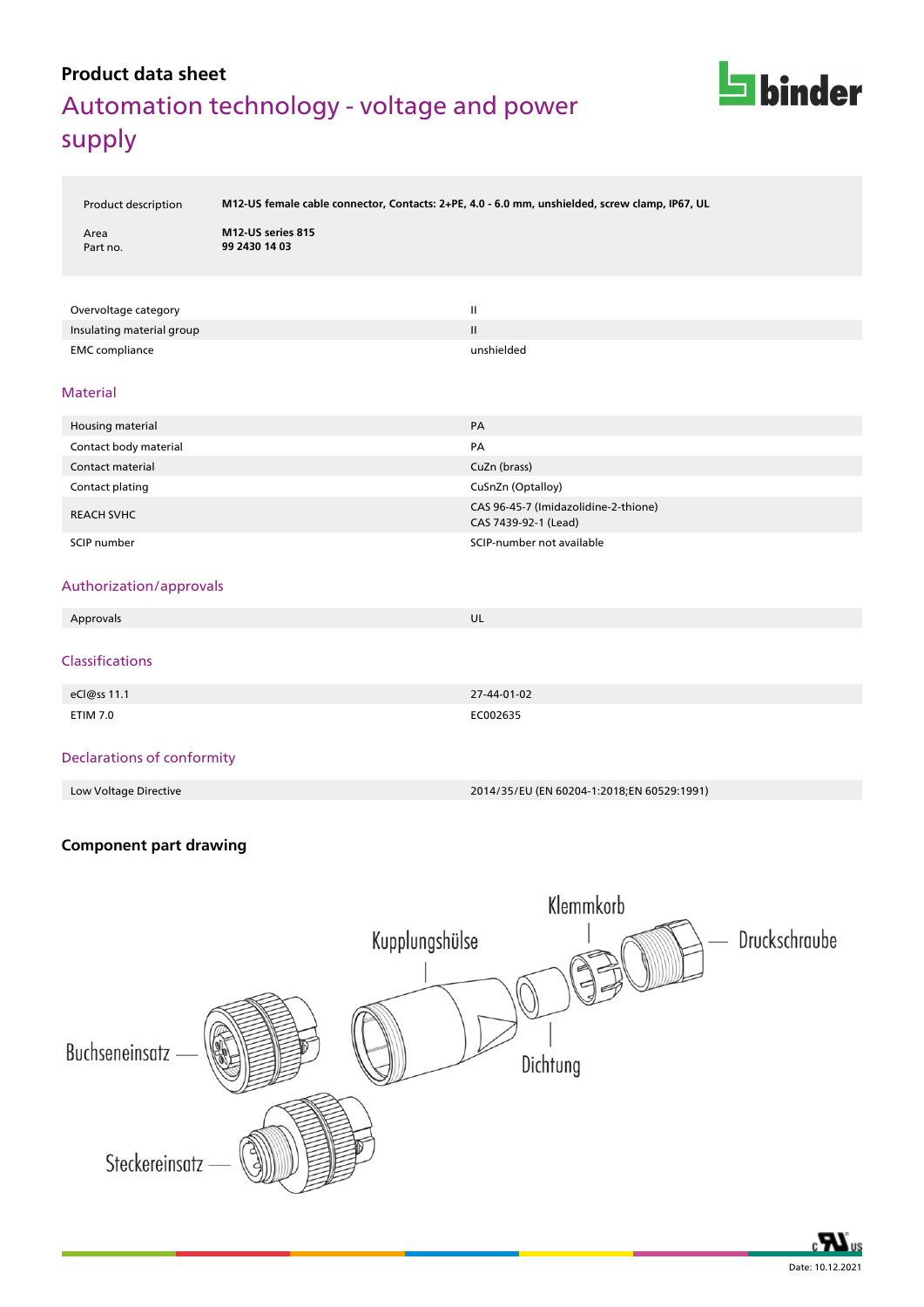**Product data sheet**

# Automation technology - voltage and power supply

| Product description | M12-US female cable connector, Contacts: 2+PE, 4.0 - 6.0 mm, unshielded, screw clamp, IP67, UL |
|---|---|
| Area | **M12-US series 815** |
| Part no. | **99 2430 14 03** |

| | |
|---|---|
| Overvoltage category | II |
| Insulating material group | II |
| EMC compliance | unshielded |

## Material

| | |
|---|---|
| Housing material | PA |
| Contact body material | PA |
| Contact material | CuZn (brass) |
| Contact plating | CuSnZn (Optalloy) |
| REACH SVHC | CAS 96-45-7 (Imidazolidine-2-thione)<br>CAS 7439-92-1 (Lead) |
| SCIP number | SCIP-number not available |

## Authorization/approvals

| | |
|---|---|
| Approvals | UL |

## Classifications

| | |
|---|---|
| eCl@ss 11.1 | 27-44-01-02 |
| ETIM 7.0 | EC002635 |

## Declarations of conformity

| | |
|---|---|
| Low Voltage Directive | 2014/35/EU (EN 60204-1:2018;EN 60529:1991) |

## Component part drawing

Kupplungshülse

Klemmkorb

Druckschraube

Buchseneinsatz

Dichtung

Steckereinsatz

Date: 10.12.2021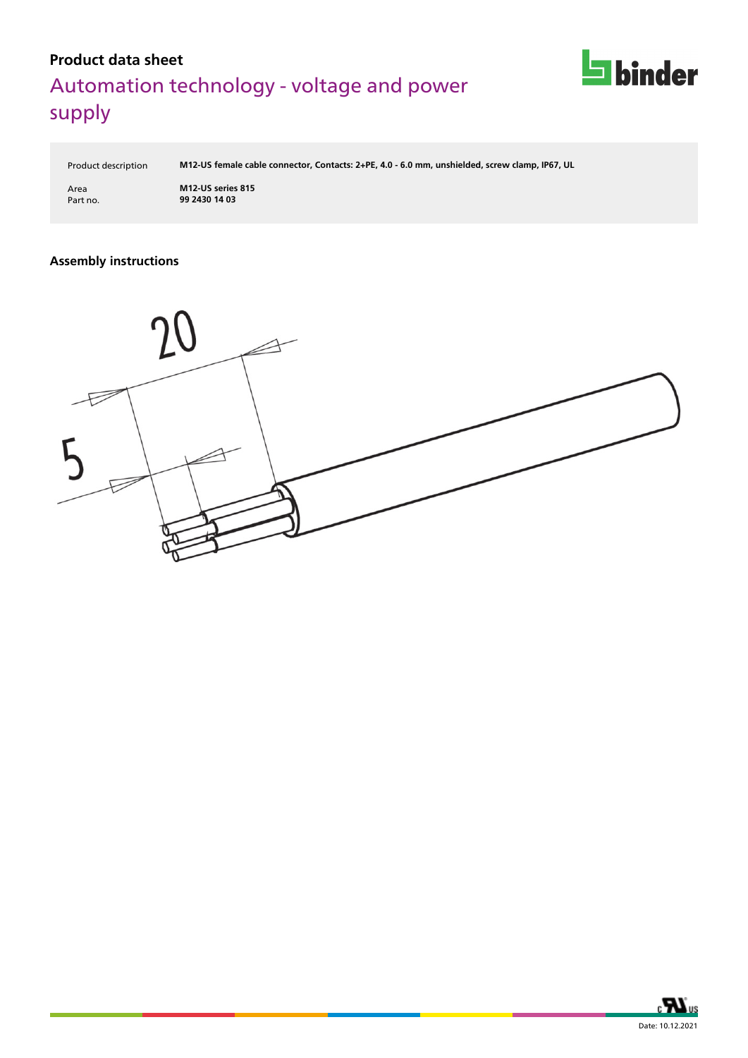**Product data sheet**

# Automation technology - voltage and power supply

| | |
|---|---|
| Product description | **M12-US female cable connector, Contacts: 2+PE, 4.0 - 6.0 mm, unshielded, screw clamp, IP67, UL** |
| Area | **M12-US series 815** |
| Part no. | **99 2430 14 03** |

### Assembly instructions

20

5

Date: 10.12.2021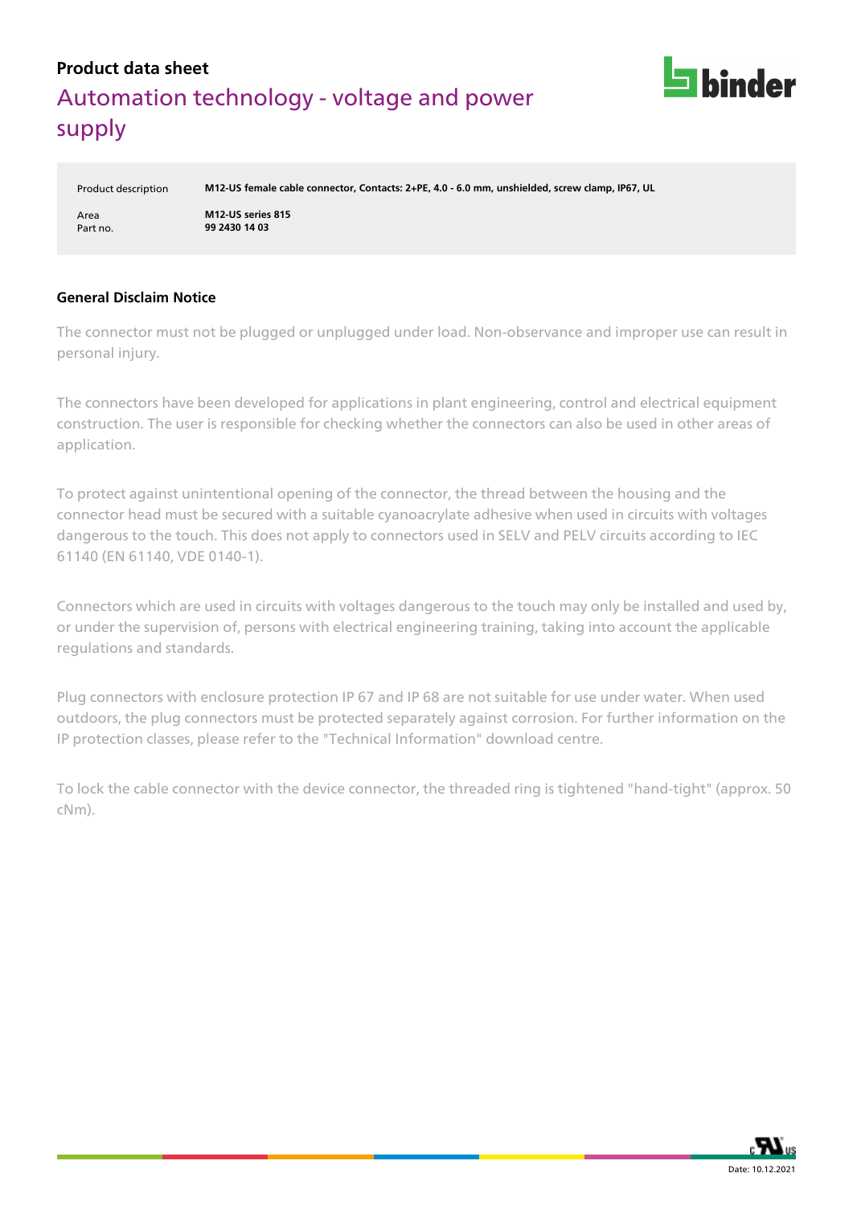**Product data sheet**

## Automation technology - voltage and power supply

| | |
|---|---|
| Product description | **M12-US female cable connector, Contacts: 2+PE, 4.0 - 6.0 mm, unshielded, screw clamp, IP67, UL** |
| Area | **M12-US series 815** |
| Part no. | **99 2430 14 03** |

### General Disclaim Notice

The connector must not be plugged or unplugged under load. Non-observance and improper use can result in personal injury.

The connectors have been developed for applications in plant engineering, control and electrical equipment construction. The user is responsible for checking whether the connectors can also be used in other areas of application.

To protect against unintentional opening of the connector, the thread between the housing and the connector head must be secured with a suitable cyanoacrylate adhesive when used in circuits with voltages dangerous to the touch. This does not apply to connectors used in SELV and PELV circuits according to IEC 61140 (EN 61140, VDE 0140-1).

Connectors which are used in circuits with voltages dangerous to the touch may only be installed and used by, or under the supervision of, persons with electrical engineering training, taking into account the applicable regulations and standards.

Plug connectors with enclosure protection IP 67 and IP 68 are not suitable for use under water. When used outdoors, the plug connectors must be protected separately against corrosion. For further information on the IP protection classes, please refer to the "Technical Information" download centre.

To lock the cable connector with the device connector, the threaded ring is tightened "hand-tight" (approx. 50 cNm).

Date: 10.12.2021